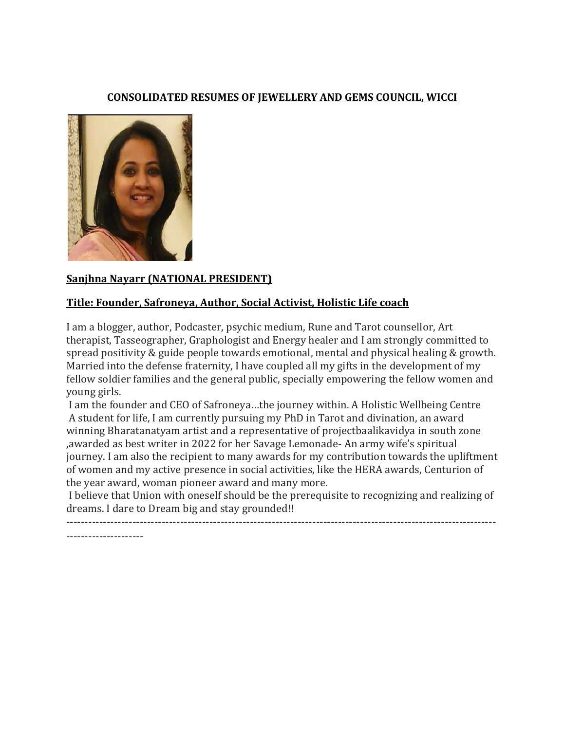**CONSOLIDATED RESUMES OF JEWELLERY AND GEMS COUNCIL, WICCI**

**Sanjhna Nayarr (NATIONAL PRESIDENT)**

**Title: Founder, Safroneya, Author, Social Activist, Holistic Life coach**

I am a blogger, author, Podcaster, psychic medium, Rune and Tarot counsellor, Art therapist, Tasseographer, Graphologist and Energy healer and I am strongly committed to spread positivity & guide people towards emotional, mental and physical healing & growth. Married into the defense fraternity, I have coupled all my gifts in the development of my fellow soldier families and the general public, specially empowering the fellow women and young girls.

I am the founder and CEO of Safroneya…the journey within. A Holistic Wellbeing Centre

A student for life, I am currently pursuing my PhD in Tarot and divination, an award winning Bharatanatyam artist and a representative of projectbaalikavidya in south zone ,awarded as best writer in 2022 for her Savage Lemonade- An army wife's spiritual journey. I am also the recipient to many awards for my contribution towards the upliftment of women and my active presence in social activities, like the HERA awards, Centurion of the year award, woman pioneer award and many more.

I believe that Union with oneself should be the prerequisite to recognizing and realizing of dreams. I dare to Dream big and stay grounded!!

---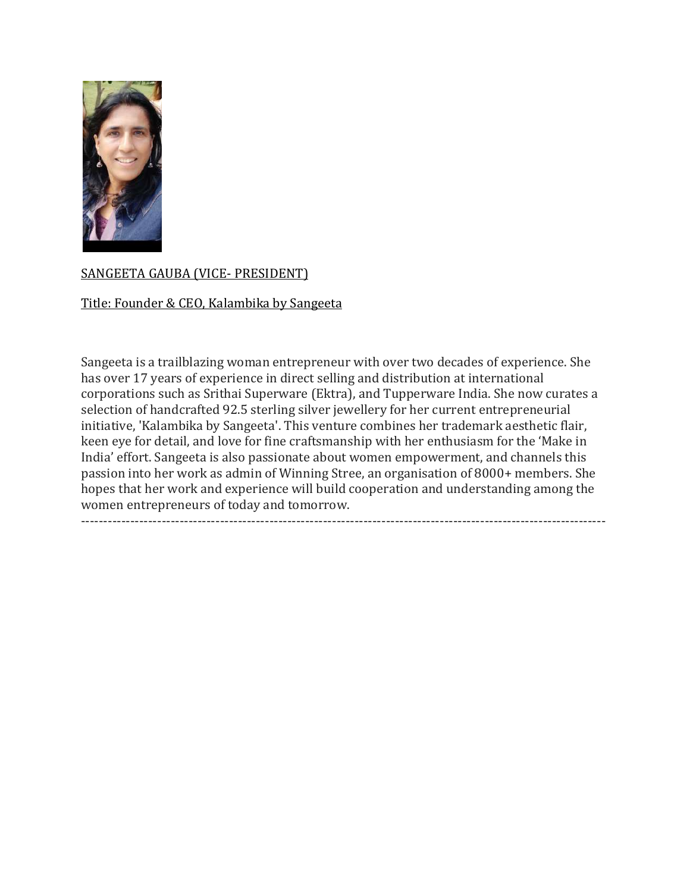SANGEETA GAUBA (VICE- PRESIDENT)

Title: Founder & CEO, Kalambika by Sangeeta

Sangeeta is a trailblazing woman entrepreneur with over two decades of experience. She has over 17 years of experience in direct selling and distribution at international corporations such as Srithai Superware (Ektra), and Tupperware India. She now curates a selection of handcrafted 92.5 sterling silver jewellery for her current entrepreneurial initiative, 'Kalambika by Sangeeta'. This venture combines her trademark aesthetic flair, keen eye for detail, and love for fine craftsmanship with her enthusiasm for the 'Make in India' effort. Sangeeta is also passionate about women empowerment, and channels this passion into her work as admin of Winning Stree, an organisation of 8000+ members. She hopes that her work and experience will build cooperation and understanding among the women entrepreneurs of today and tomorrow.

---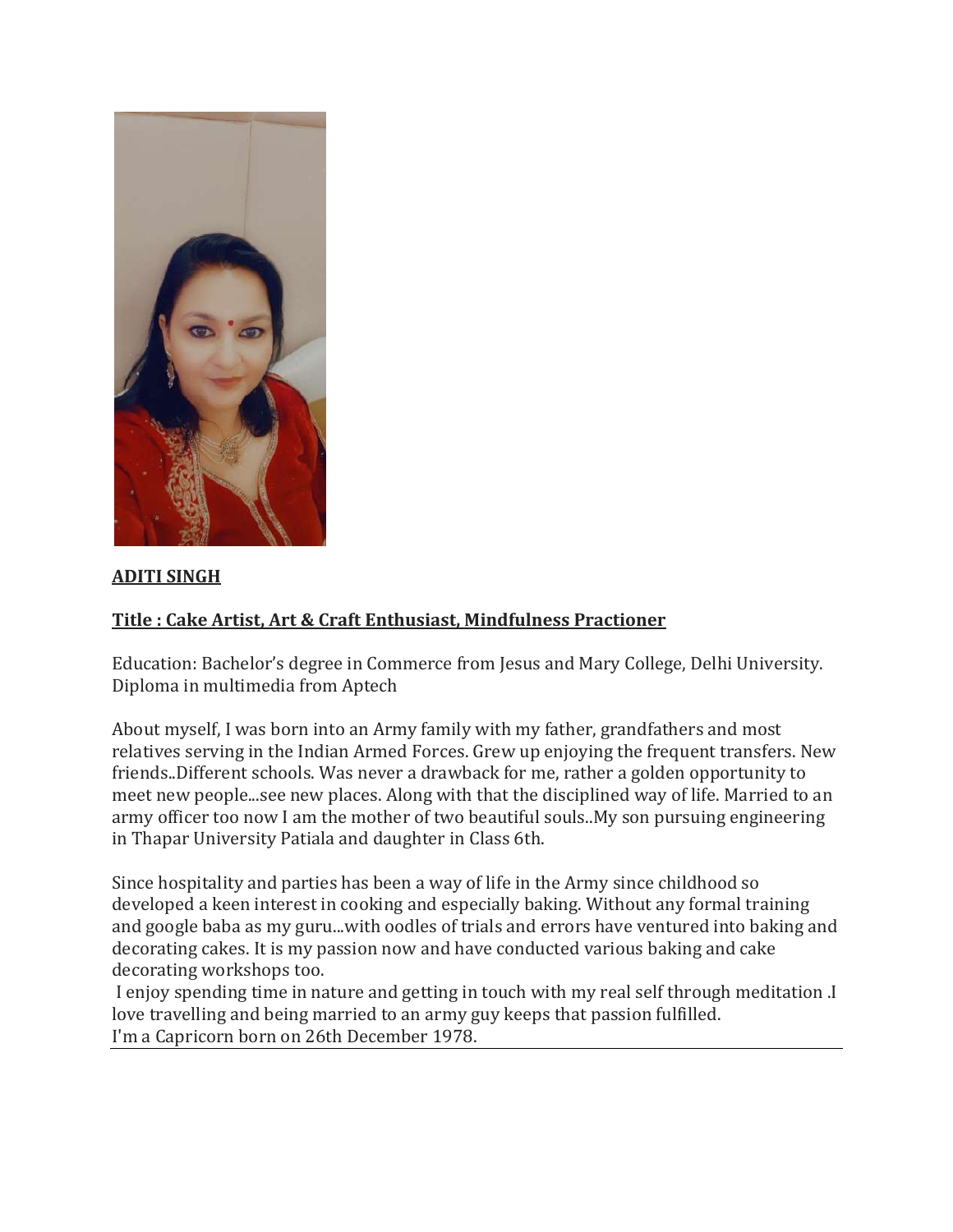**ADITI SINGH**

**Title : Cake Artist, Art & Craft Enthusiast, Mindfulness Practioner**

Education: Bachelor's degree in Commerce from Jesus and Mary College, Delhi University. Diploma in multimedia from Aptech

About myself, I was born into an Army family with my father, grandfathers and most relatives serving in the Indian Armed Forces. Grew up enjoying the frequent transfers. New friends..Different schools. Was never a drawback for me, rather a golden opportunity to meet new people...see new places. Along with that the disciplined way of life. Married to an army officer too now I am the mother of two beautiful souls..My son pursuing engineering in Thapar University Patiala and daughter in Class 6th.

Since hospitality and parties has been a way of life in the Army since childhood so developed a keen interest in cooking and especially baking. Without any formal training and google baba as my guru...with oodles of trials and errors have ventured into baking and decorating cakes. It is my passion now and have conducted various baking and cake decorating workshops too.

I enjoy spending time in nature and getting in touch with my real self through meditation .I love travelling and being married to an army guy keeps that passion fulfilled.

I'm a Capricorn born on 26th December 1978.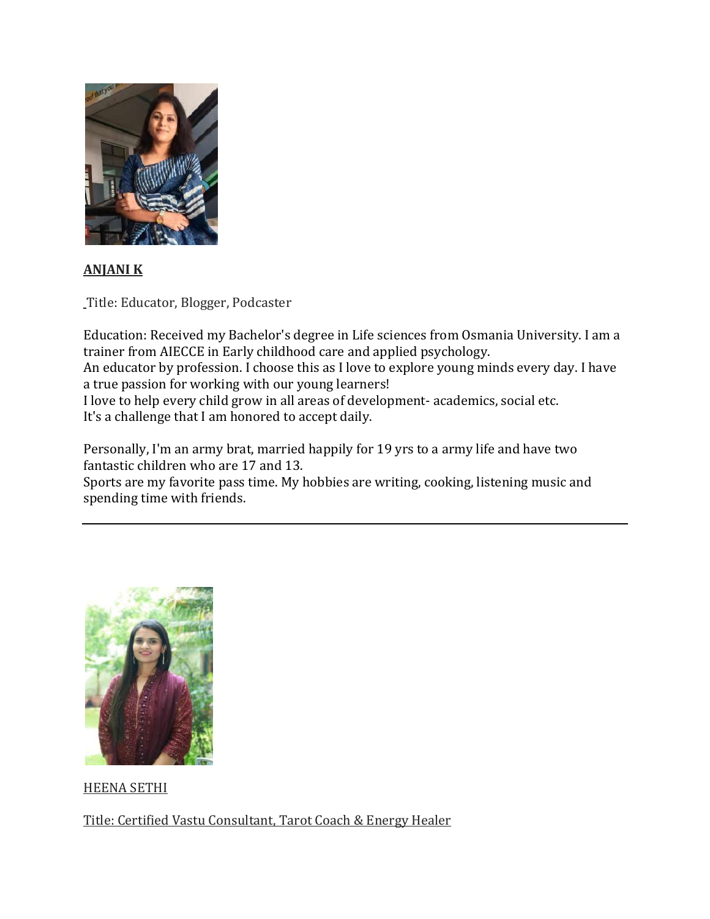**ANJANI K**

Title: Educator, Blogger, Podcaster

Education: Received my Bachelor's degree in Life sciences from Osmania University. I am a trainer from AIECCE in Early childhood care and applied psychology.
An educator by profession. I choose this as I love to explore young minds every day. I have a true passion for working with our young learners!
I love to help every child grow in all areas of development- academics, social etc.
It's a challenge that I am honored to accept daily.

Personally, I'm an army brat, married happily for 19 yrs to a army life and have two fantastic children who are 17 and 13.
Sports are my favorite pass time. My hobbies are writing, cooking, listening music and spending time with friends.

---

HEENA SETHI

Title: Certified Vastu Consultant, Tarot Coach & Energy Healer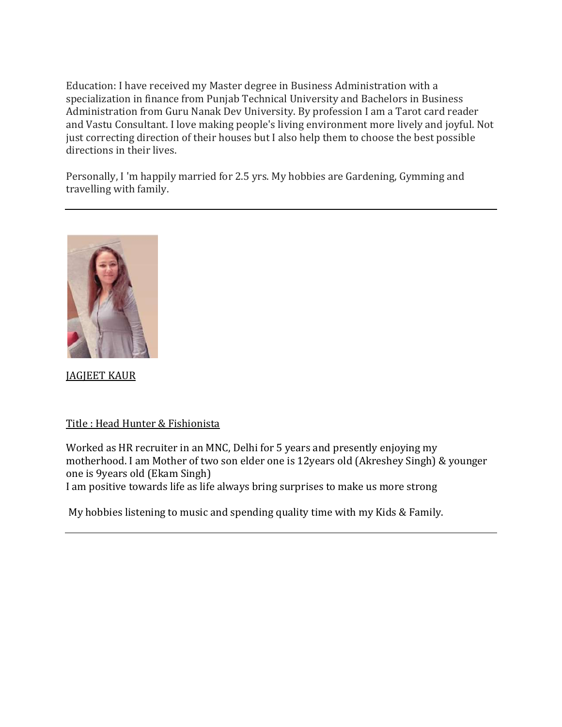Education: I have received my Master degree in Business Administration with a specialization in finance from Punjab Technical University and Bachelors in Business Administration from Guru Nanak Dev University. By profession I am a Tarot card reader and Vastu Consultant. I love making people's living environment more lively and joyful. Not just correcting direction of their houses but I also help them to choose the best possible directions in their lives.

Personally, I 'm happily married for 2.5 yrs. My hobbies are Gardening, Gymming and travelling with family.

---

JAGJEET KAUR

Title : Head Hunter & Fishionista

Worked as HR recruiter in an MNC, Delhi for 5 years and presently enjoying my motherhood. I am Mother of two son elder one is 12years old (Akreshey Singh) & younger one is 9years old (Ekam Singh)
I am positive towards life as life always bring surprises to make us more strong

My hobbies listening to music and spending quality time with my Kids & Family.

---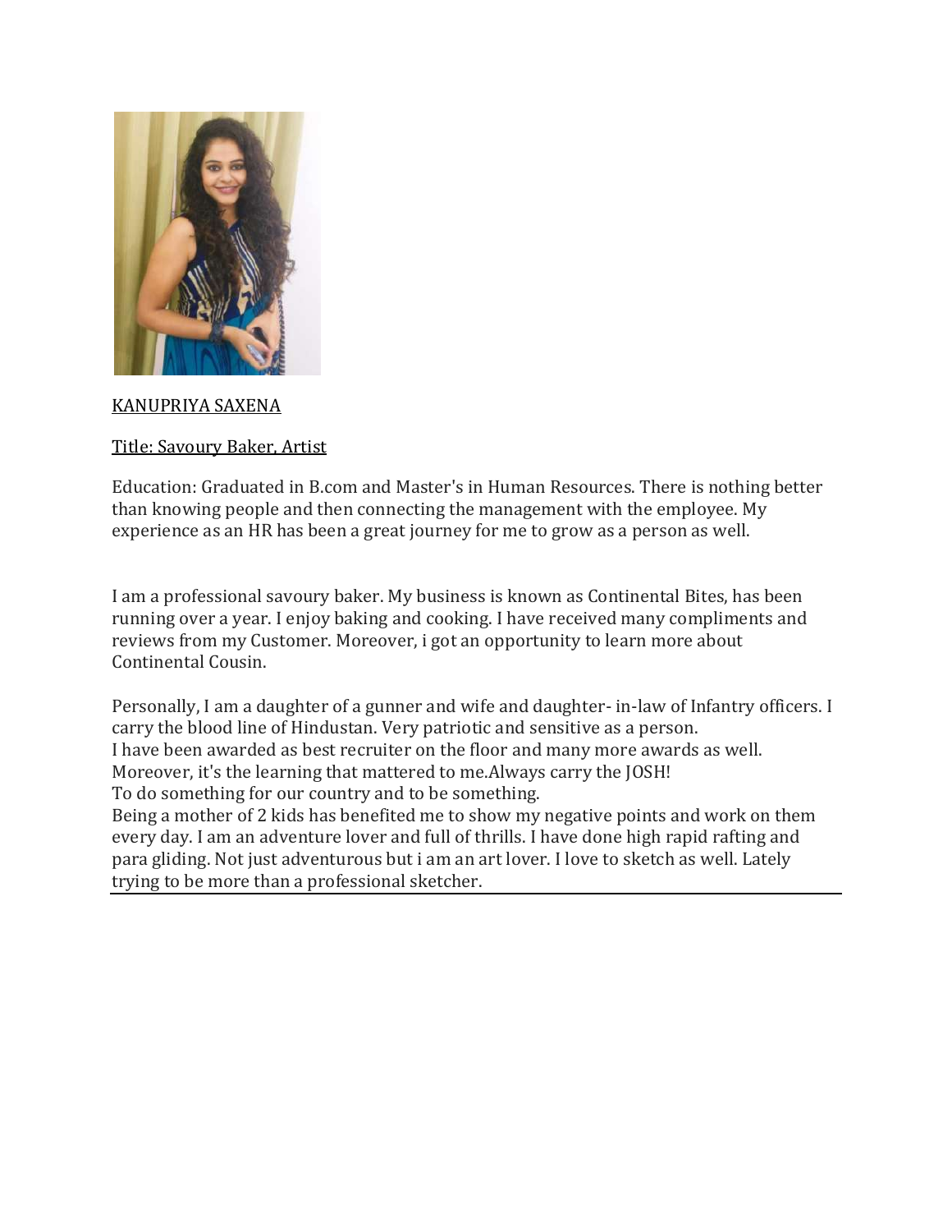KANUPRIYA SAXENA

Title: Savoury Baker, Artist

Education: Graduated in B.com and Master's in Human Resources. There is nothing better than knowing people and then connecting the management with the employee. My experience as an HR has been a great journey for me to grow as a person as well.

I am a professional savoury baker. My business is known as Continental Bites, has been running over a year. I enjoy baking and cooking. I have received many compliments and reviews from my Customer. Moreover, i got an opportunity to learn more about Continental Cousin.

Personally, I am a daughter of a gunner and wife and daughter- in-law of Infantry officers. I carry the blood line of Hindustan. Very patriotic and sensitive as a person.
I have been awarded as best recruiter on the floor and many more awards as well.
Moreover, it's the learning that mattered to me.Always carry the JOSH!
To do something for our country and to be something.
Being a mother of 2 kids has benefited me to show my negative points and work on them every day. I am an adventure lover and full of thrills. I have done high rapid rafting and para gliding. Not just adventurous but i am an art lover. I love to sketch as well. Lately trying to be more than a professional sketcher.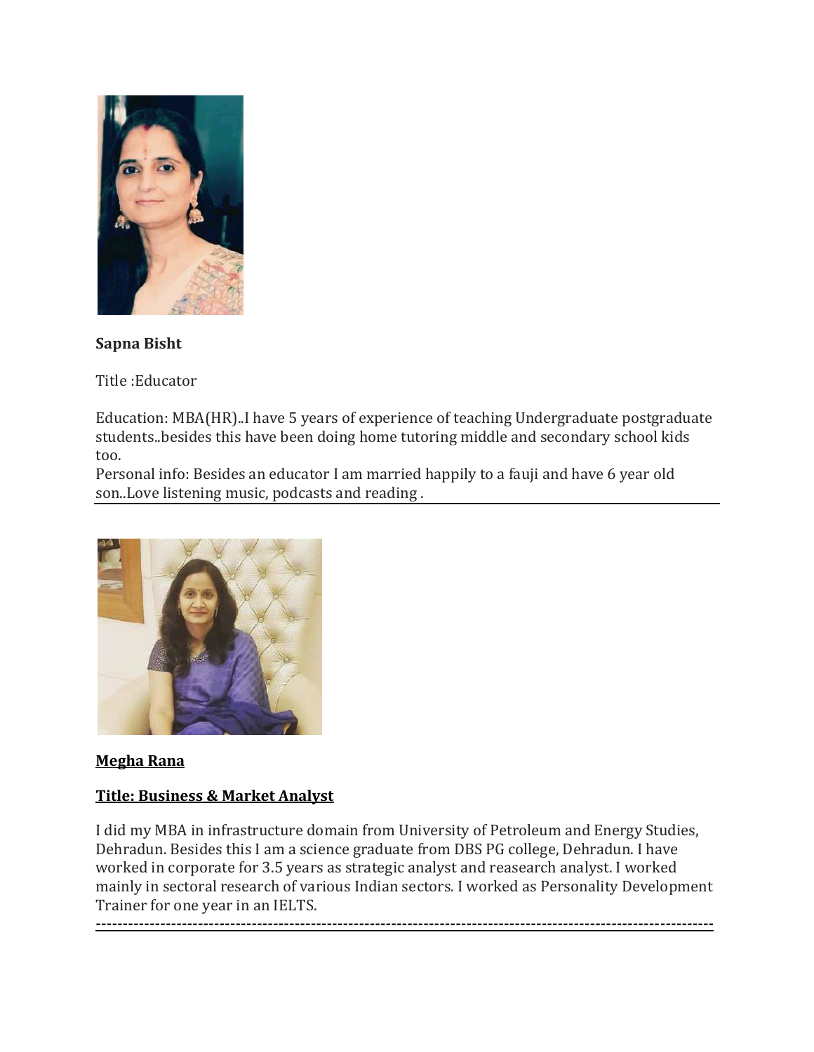**Sapna Bisht**

Title :Educator

Education: MBA(HR)..I have 5 years of experience of teaching Undergraduate postgraduate students..besides this have been doing home tutoring middle and secondary school kids too.
Personal info: Besides an educator I am married happily to a fauji and have 6 year old son..Love listening music, podcasts and reading .

---

**Megha Rana**

**Title: Business & Market Analyst**

I did my MBA in infrastructure domain from University of Petroleum and Energy Studies, Dehradun. Besides this I am a science graduate from DBS PG college, Dehradun. I have worked in corporate for 3.5 years as strategic analyst and reasearch analyst. I worked mainly in sectoral research of various Indian sectors. I worked as Personality Development Trainer for one year in an IELTS.

---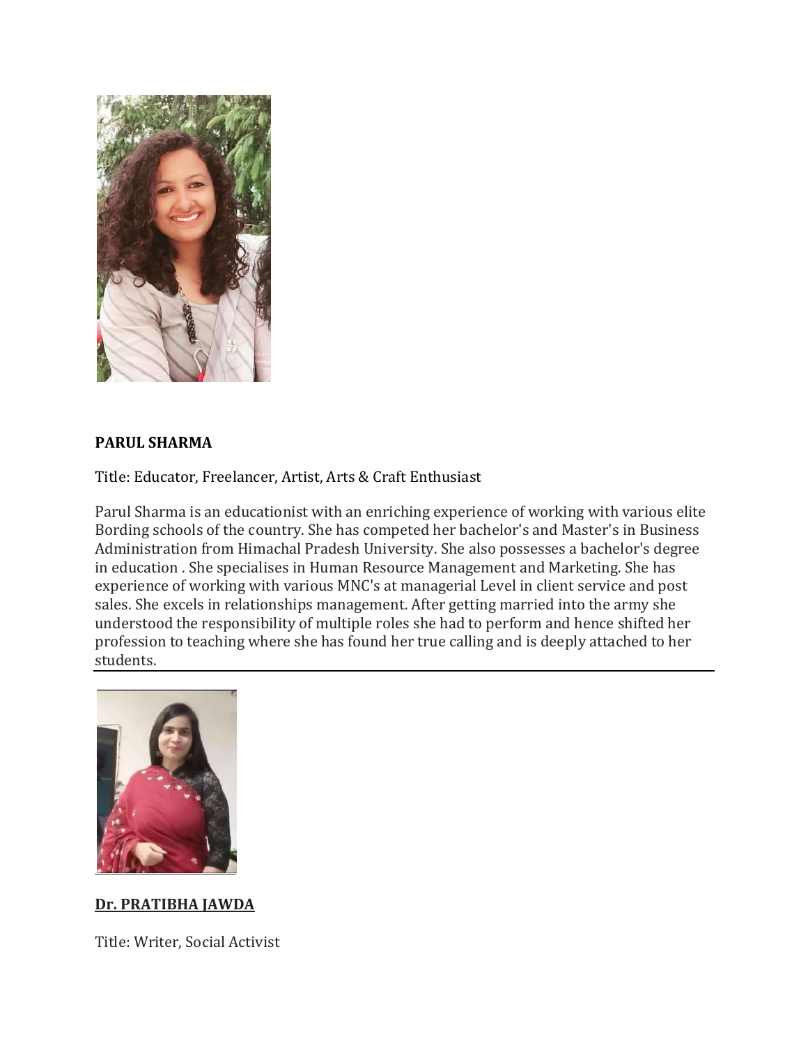**PARUL SHARMA**

Title: Educator, Freelancer, Artist, Arts & Craft Enthusiast

Parul Sharma is an educationist with an enriching experience of working with various elite Bording schools of the country. She has competed her bachelor's and Master's in Business Administration from Himachal Pradesh University. She also possesses a bachelor's degree in education . She specialises in Human Resource Management and Marketing. She has experience of working with various MNC's at managerial Level in client service and post sales. She excels in relationships management. After getting married into the army she understood the responsibility of multiple roles she had to perform and hence shifted her profession to teaching where she has found her true calling and is deeply attached to her students.

---

**Dr. PRATIBHA JAWDA**

Title: Writer, Social Activist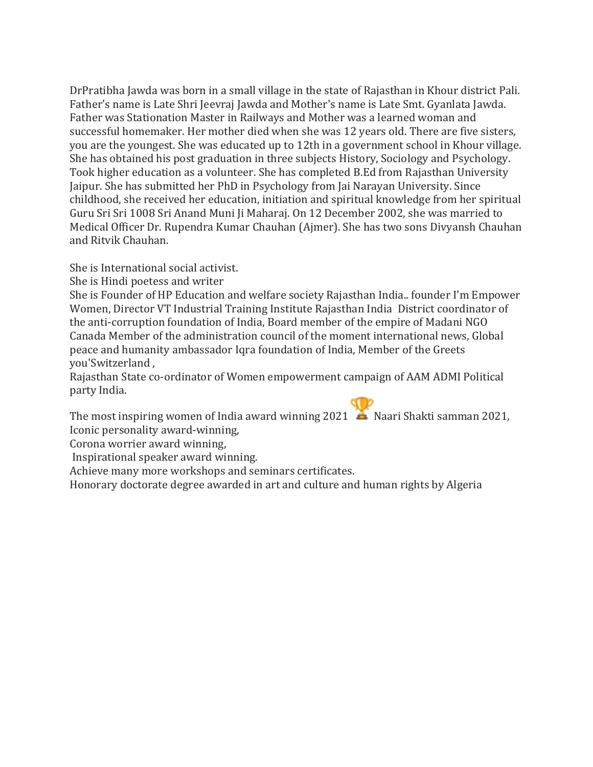DrPratibha Jawda was born in a small village in the state of Rajasthan in Khour district Pali. Father's name is Late Shri Jeevraj Jawda and Mother's name is Late Smt. Gyanlata Jawda. Father was Stationation Master in Railways and Mother was a learned woman and successful homemaker. Her mother died when she was 12 years old. There are five sisters, you are the youngest. She was educated up to 12th in a government school in Khour village. She has obtained his post graduation in three subjects History, Sociology and Psychology. Took higher education as a volunteer. She has completed B.Ed from Rajasthan University Jaipur. She has submitted her PhD in Psychology from Jai Narayan University. Since childhood, she received her education, initiation and spiritual knowledge from her spiritual Guru Sri Sri 1008 Sri Anand Muni Ji Maharaj. On 12 December 2002, she was married to Medical Officer Dr. Rupendra Kumar Chauhan (Ajmer). She has two sons Divyansh Chauhan and Ritvik Chauhan.

She is International social activist.
She is Hindi poetess and writer
She is Founder of HP Education and welfare society Rajasthan India.. founder I'm Empower Women, Director VT Industrial Training Institute Rajasthan India District coordinator of the anti-corruption foundation of India, Board member of the empire of Madani NGO Canada Member of the administration council of the moment international news, Global peace and humanity ambassador Iqra foundation of India, Member of the Greets you'Switzerland ,
Rajasthan State co-ordinator of Women empowerment campaign of AAM ADMI Political party India.

The most inspiring women of India award winning 2021 🏆 Naari Shakti samman 2021,
Iconic personality award-winning,
Corona worrier award winning,
Inspirational speaker award winning.
Achieve many more workshops and seminars certificates.
Honorary doctorate degree awarded in art and culture and human rights by Algeria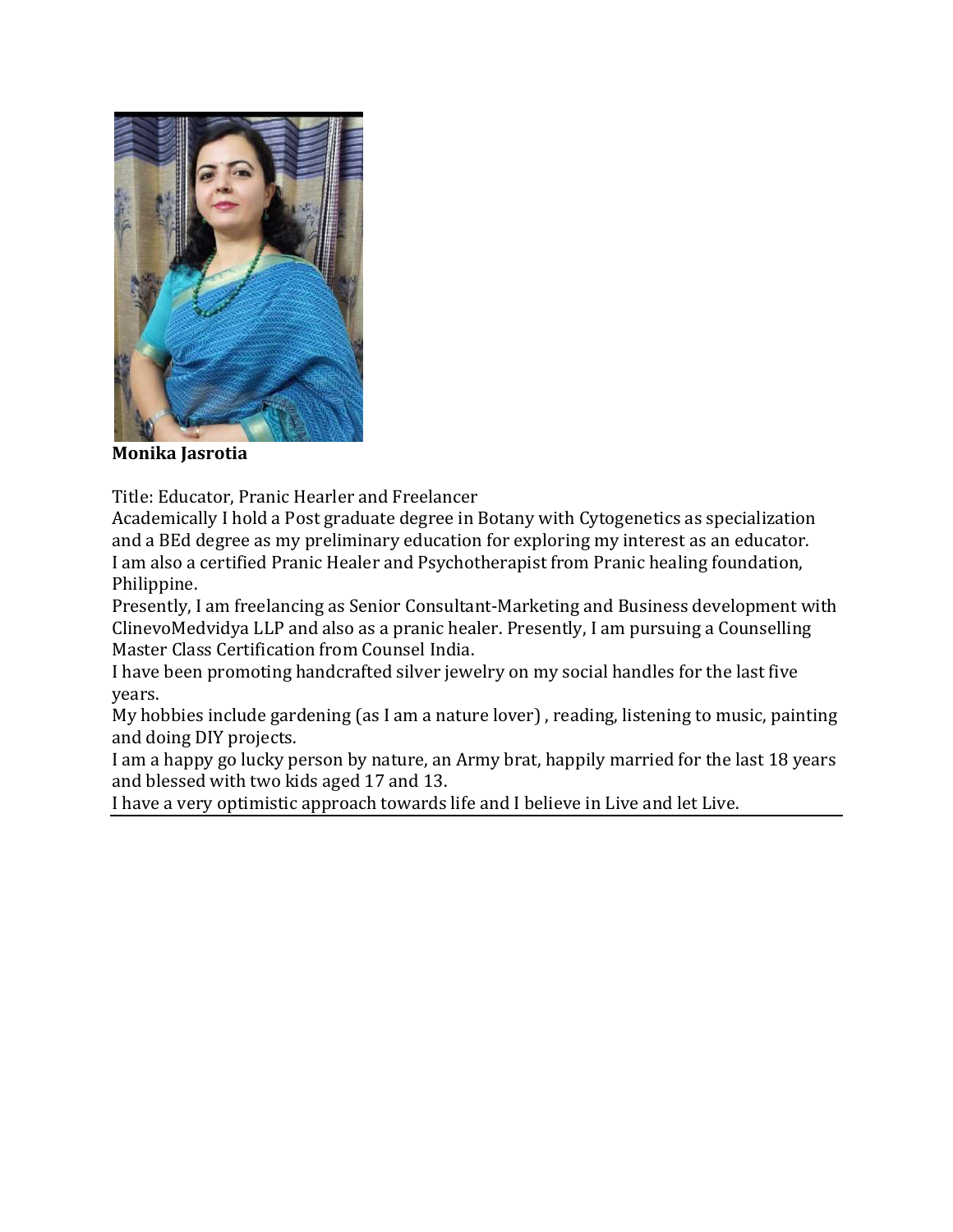**Monika Jasrotia**

Title: Educator, Pranic Hearler and Freelancer

Academically I hold a Post graduate degree in Botany with Cytogenetics as specialization and a BEd degree as my preliminary education for exploring my interest as an educator.

I am also a certified Pranic Healer and Psychotherapist from Pranic healing foundation, Philippine.

Presently, I am freelancing as Senior Consultant-Marketing and Business development with ClinevoMedvidya LLP and also as a pranic healer. Presently, I am pursuing a Counselling Master Class Certification from Counsel India.

I have been promoting handcrafted silver jewelry on my social handles for the last five years.

My hobbies include gardening (as I am a nature lover) , reading, listening to music, painting and doing DIY projects.

I am a happy go lucky person by nature, an Army brat, happily married for the last 18 years and blessed with two kids aged 17 and 13.

I have a very optimistic approach towards life and I believe in Live and let Live.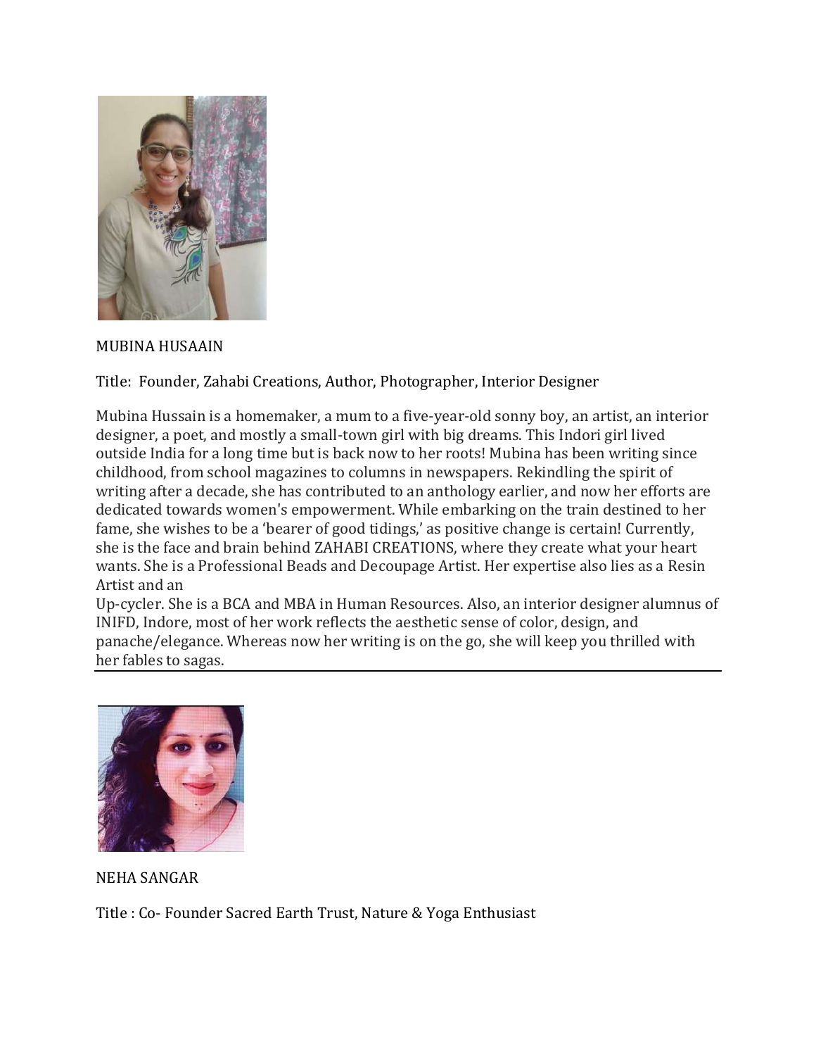MUBINA HUSAAIN

Title: Founder, Zahabi Creations, Author, Photographer, Interior Designer

Mubina Hussain is a homemaker, a mum to a five-year-old sonny boy, an artist, an interior designer, a poet, and mostly a small-town girl with big dreams. This Indori girl lived outside India for a long time but is back now to her roots! Mubina has been writing since childhood, from school magazines to columns in newspapers. Rekindling the spirit of writing after a decade, she has contributed to an anthology earlier, and now her efforts are dedicated towards women's empowerment. While embarking on the train destined to her fame, she wishes to be a 'bearer of good tidings,' as positive change is certain! Currently, she is the face and brain behind ZAHABI CREATIONS, where they create what your heart wants. She is a Professional Beads and Decoupage Artist. Her expertise also lies as a Resin Artist and an Up-cycler. She is a BCA and MBA in Human Resources. Also, an interior designer alumnus of INIFD, Indore, most of her work reflects the aesthetic sense of color, design, and panache/elegance. Whereas now her writing is on the go, she will keep you thrilled with her fables to sagas.

---

NEHA SANGAR

Title : Co- Founder Sacred Earth Trust, Nature & Yoga Enthusiast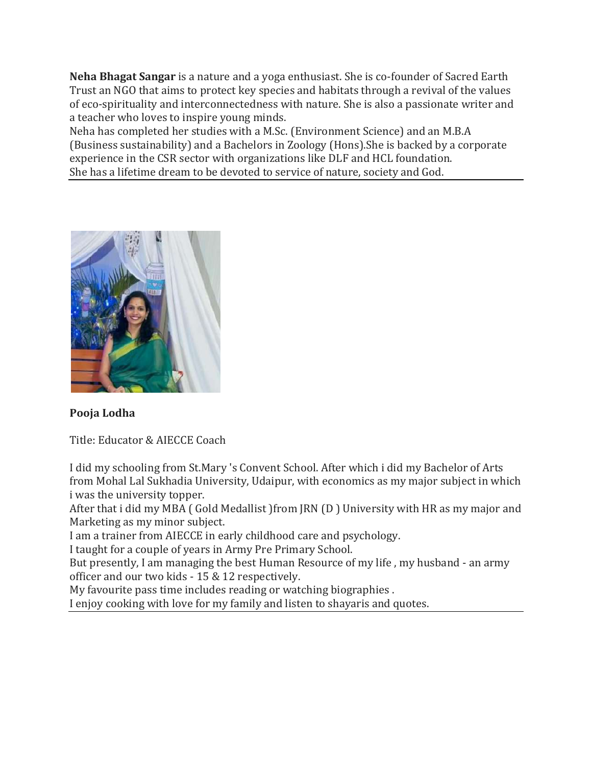**Neha Bhagat Sangar** is a nature and a yoga enthusiast. She is co-founder of Sacred Earth Trust an NGO that aims to protect key species and habitats through a revival of the values of eco-spirituality and interconnectedness with nature. She is also a passionate writer and a teacher who loves to inspire young minds.
Neha has completed her studies with a M.Sc. (Environment Science) and an M.B.A (Business sustainability) and a Bachelors in Zoology (Hons).She is backed by a corporate experience in the CSR sector with organizations like DLF and HCL foundation.
She has a lifetime dream to be devoted to service of nature, society and God.

---

**Pooja Lodha**

Title: Educator & AIECCE Coach

I did my schooling from St.Mary 's Convent School. After which i did my Bachelor of Arts from Mohal Lal Sukhadia University, Udaipur, with economics as my major subject in which i was the university topper.
After that i did my MBA ( Gold Medallist )from JRN (D ) University with HR as my major and Marketing as my minor subject.
I am a trainer from AIECCE in early childhood care and psychology.
I taught for a couple of years in Army Pre Primary School.
But presently, I am managing the best Human Resource of my life , my husband - an army officer and our two kids - 15 & 12 respectively.
My favourite pass time includes reading or watching biographies .
I enjoy cooking with love for my family and listen to shayaris and quotes.

---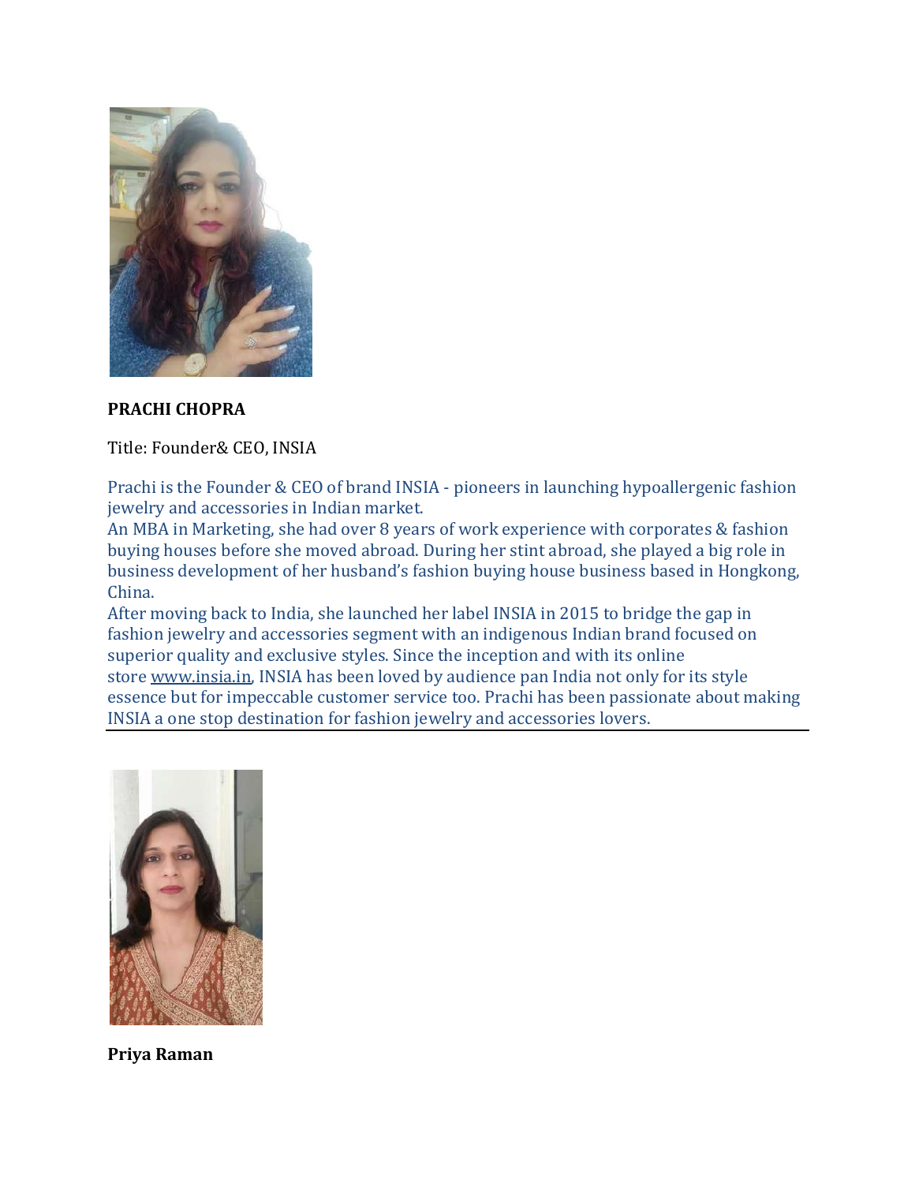**PRACHI CHOPRA**

Title: Founder& CEO, INSIA

Prachi is the Founder & CEO of brand INSIA - pioneers in launching hypoallergenic fashion jewelry and accessories in Indian market.
An MBA in Marketing, she had over 8 years of work experience with corporates & fashion buying houses before she moved abroad. During her stint abroad, she played a big role in business development of her husband's fashion buying house business based in Hongkong, China.
After moving back to India, she launched her label INSIA in 2015 to bridge the gap in fashion jewelry and accessories segment with an indigenous Indian brand focused on superior quality and exclusive styles. Since the inception and with its online store www.insia.in, INSIA has been loved by audience pan India not only for its style essence but for impeccable customer service too. Prachi has been passionate about making INSIA a one stop destination for fashion jewelry and accessories lovers.

---

**Priya Raman**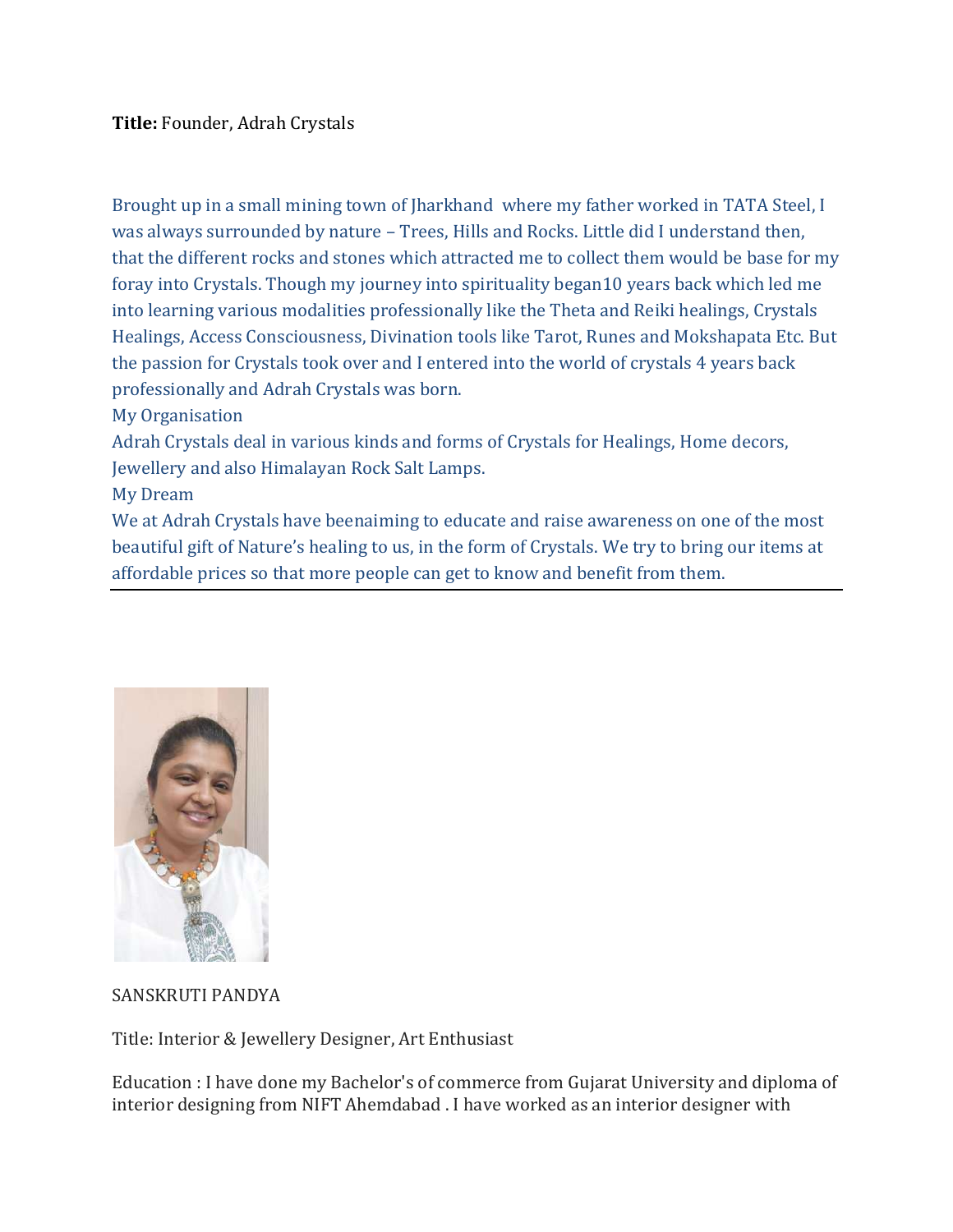**Title:** Founder, Adrah Crystals

Brought up in a small mining town of Jharkhand where my father worked in TATA Steel, I was always surrounded by nature – Trees, Hills and Rocks. Little did I understand then, that the different rocks and stones which attracted me to collect them would be base for my foray into Crystals. Though my journey into spirituality began10 years back which led me into learning various modalities professionally like the Theta and Reiki healings, Crystals Healings, Access Consciousness, Divination tools like Tarot, Runes and Mokshapata Etc. But the passion for Crystals took over and I entered into the world of crystals 4 years back professionally and Adrah Crystals was born.

My Organisation

Adrah Crystals deal in various kinds and forms of Crystals for Healings, Home decors, Jewellery and also Himalayan Rock Salt Lamps.

My Dream

We at Adrah Crystals have beenaiming to educate and raise awareness on one of the most beautiful gift of Nature's healing to us, in the form of Crystals. We try to bring our items at affordable prices so that more people can get to know and benefit from them.

---

SANSKRUTI PANDYA

Title: Interior & Jewellery Designer, Art Enthusiast

Education : I have done my Bachelor's of commerce from Gujarat University and diploma of interior designing from NIFT Ahemdabad . I have worked as an interior designer with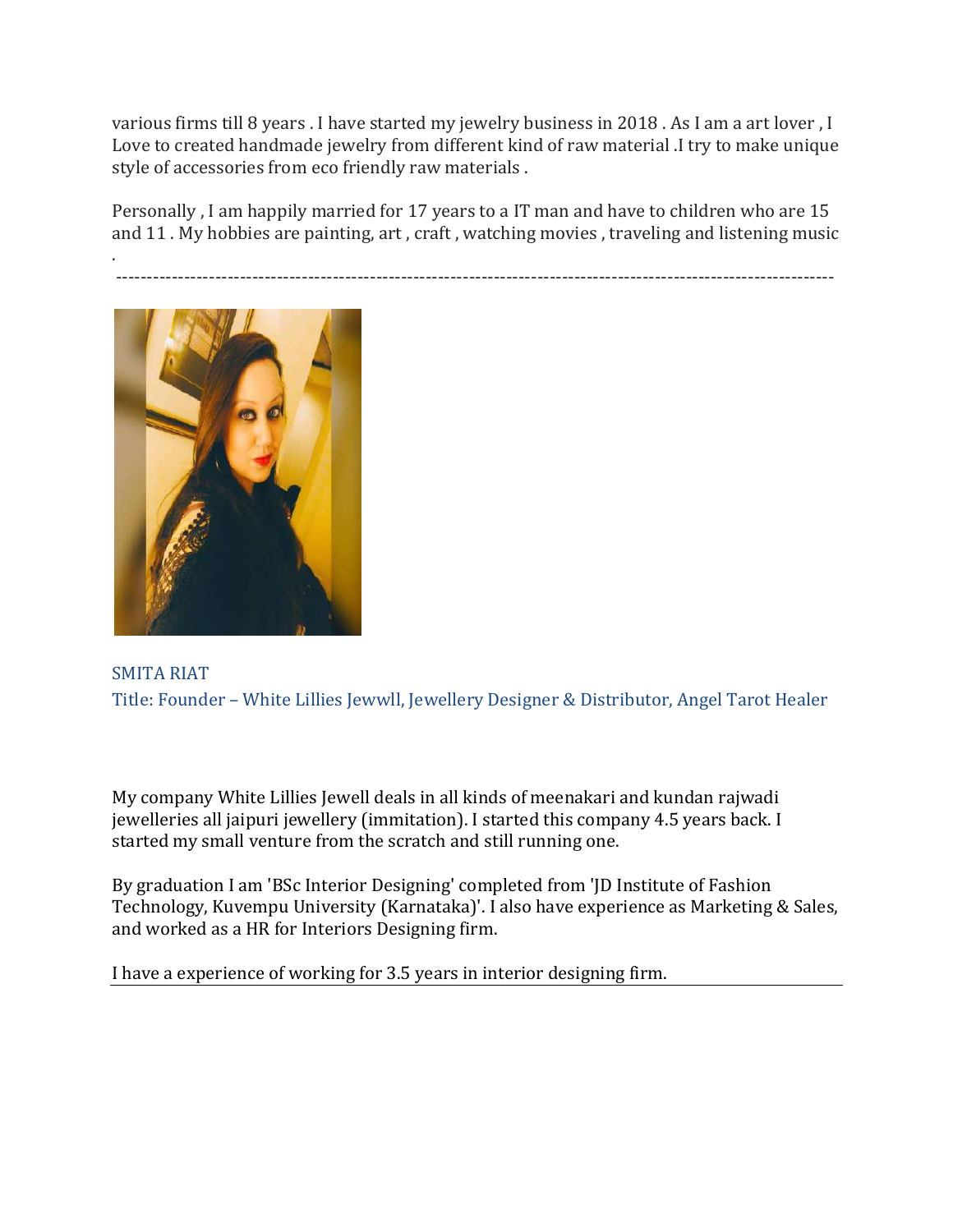various firms till 8 years . I have started my jewelry business in 2018 . As I am a art lover , I Love to created handmade jewelry from different kind of raw material .I try to make unique style of accessories from eco friendly raw materials .

Personally , I am happily married for 17 years to a IT man and have to children who are 15 and 11 . My hobbies are painting, art , craft , watching movies , traveling and listening music .

---

SMITA RIAT

Title: Founder – White Lillies Jewwll, Jewellery Designer & Distributor, Angel Tarot Healer

My company White Lillies Jewell deals in all kinds of meenakari and kundan rajwadi jewelleries all jaipuri jewellery (immitation). I started this company 4.5 years back. I started my small venture from the scratch and still running one.

By graduation I am 'BSc Interior Designing' completed from 'JD Institute of Fashion Technology, Kuvempu University (Karnataka)'. I also have experience as Marketing & Sales, and worked as a HR for Interiors Designing firm.

I have a experience of working for 3.5 years in interior designing firm.

---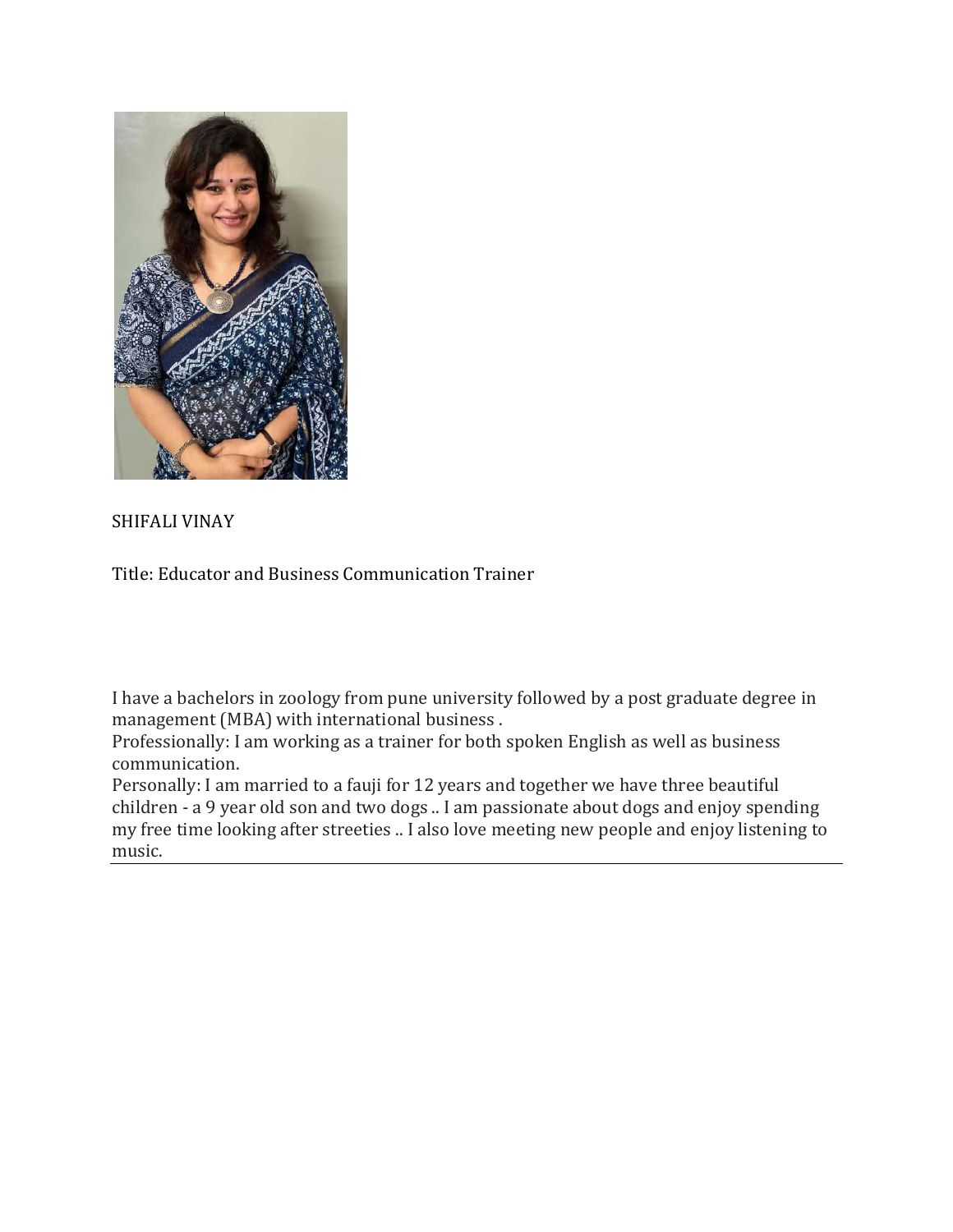SHIFALI VINAY

Title: Educator and Business Communication Trainer

I have a bachelors in zoology from pune university followed by a post graduate degree in management (MBA) with international business .
Professionally: I am working as a trainer for both spoken English as well as business communication.
Personally: I am married to a fauji for 12 years and together we have three beautiful children - a 9 year old son and two dogs .. I am passionate about dogs and enjoy spending my free time looking after streeties .. I also love meeting new people and enjoy listening to music.

---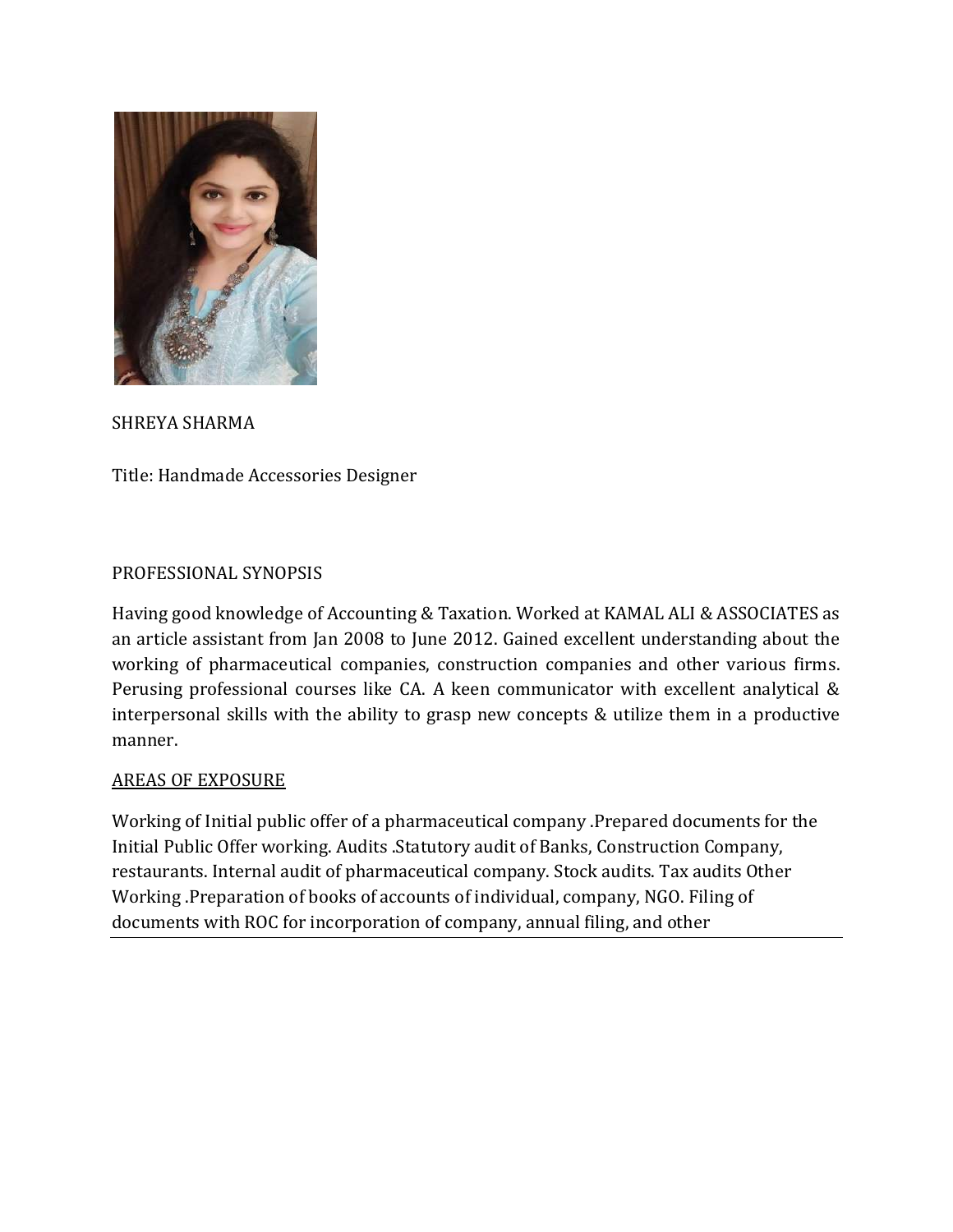SHREYA SHARMA

Title: Handmade Accessories Designer

PROFESSIONAL SYNOPSIS

Having good knowledge of Accounting & Taxation. Worked at KAMAL ALI & ASSOCIATES as an article assistant from Jan 2008 to June 2012. Gained excellent understanding about the working of pharmaceutical companies, construction companies and other various firms. Perusing professional courses like CA. A keen communicator with excellent analytical & interpersonal skills with the ability to grasp new concepts & utilize them in a productive manner.

<u>AREAS OF EXPOSURE</u>

Working of Initial public offer of a pharmaceutical company .Prepared documents for the Initial Public Offer working. Audits .Statutory audit of Banks, Construction Company, restaurants. Internal audit of pharmaceutical company. Stock audits. Tax audits Other Working .Preparation of books of accounts of individual, company, NGO. Filing of documents with ROC for incorporation of company, annual filing, and other

---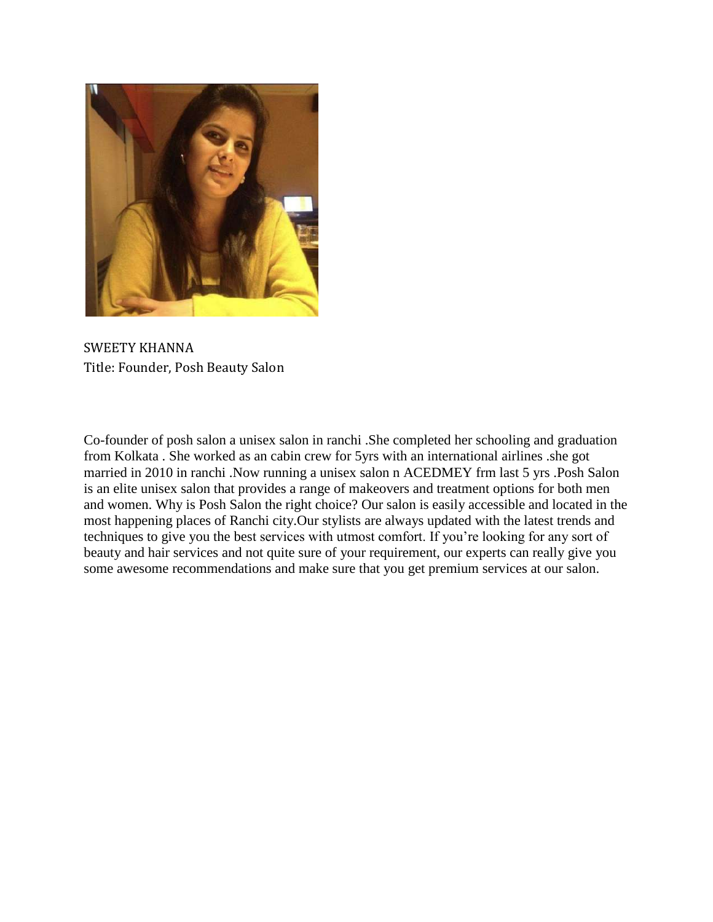SWEETY KHANNA
Title: Founder, Posh Beauty Salon

Co-founder of posh salon a unisex salon in ranchi .She completed her schooling and graduation from Kolkata . She worked as an cabin crew for 5yrs with an international airlines .she got married in 2010 in ranchi .Now running a unisex salon n ACEDMEY frm last 5 yrs .Posh Salon is an elite unisex salon that provides a range of makeovers and treatment options for both men and women. Why is Posh Salon the right choice? Our salon is easily accessible and located in the most happening places of Ranchi city.Our stylists are always updated with the latest trends and techniques to give you the best services with utmost comfort. If you're looking for any sort of beauty and hair services and not quite sure of your requirement, our experts can really give you some awesome recommendations and make sure that you get premium services at our salon.